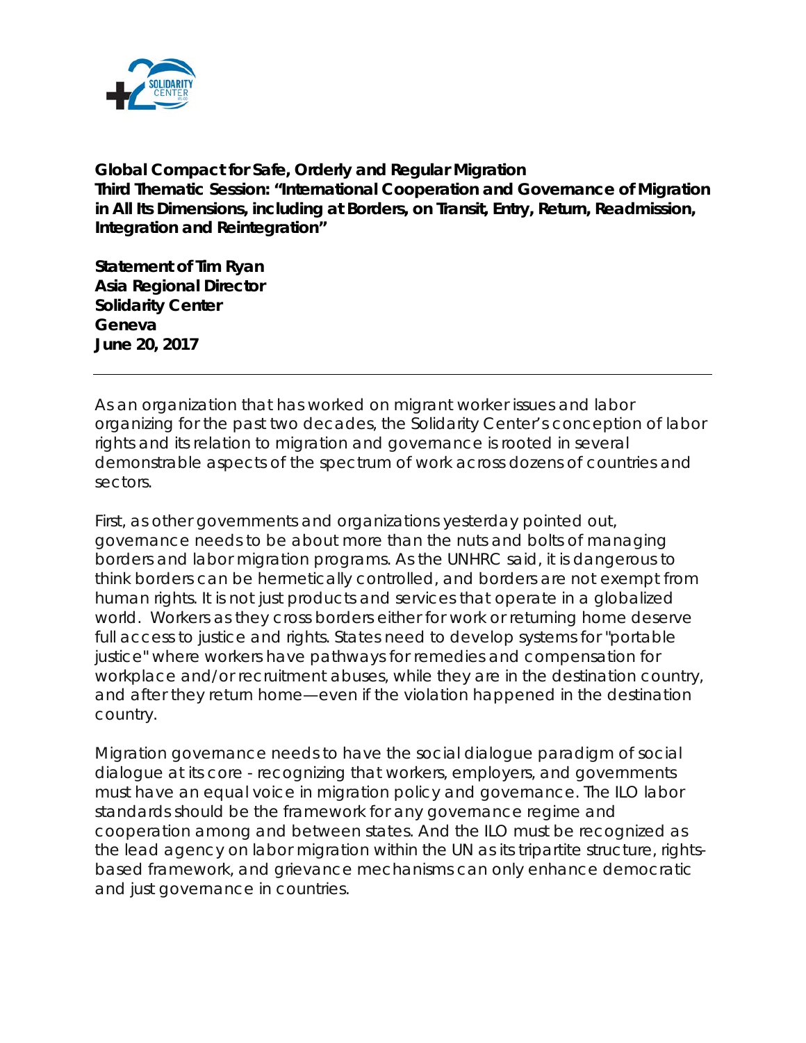**Global Compact for Safe, Orderly and Regular Migration**
**Third Thematic Session: "International Cooperation and Governance of Migration in All Its Dimensions, including at Borders, on Transit, Entry, Return, Readmission, Integration and Reintegration"**

**Statement of Tim Ryan**
**Asia Regional Director**
**Solidarity Center**
**Geneva**
**June 20, 2017**

---

As an organization that has worked on migrant worker issues and labor organizing for the past two decades, the Solidarity Center's conception of labor rights and its relation to migration and governance is rooted in several demonstrable aspects of the spectrum of work across dozens of countries and sectors.

First, as other governments and organizations yesterday pointed out, governance needs to be about more than the nuts and bolts of managing borders and labor migration programs. As the UNHRC said, it is dangerous to think borders can be hermetically controlled, and borders are not exempt from human rights. It is not just products and services that operate in a globalized world. Workers as they cross borders either for work or returning home deserve full access to justice and rights. States need to develop systems for "portable justice" where workers have pathways for remedies and compensation for workplace and/or recruitment abuses, while they are in the destination country, and after they return home—even if the violation happened in the destination country.

Migration governance needs to have the social dialogue paradigm of social dialogue at its core - recognizing that workers, employers, and governments must have an equal voice in migration policy and governance. The ILO labor standards should be the framework for any governance regime and cooperation among and between states. And the ILO must be recognized as the lead agency on labor migration within the UN as its tripartite structure, rights-based framework, and grievance mechanisms can only enhance democratic and just governance in countries.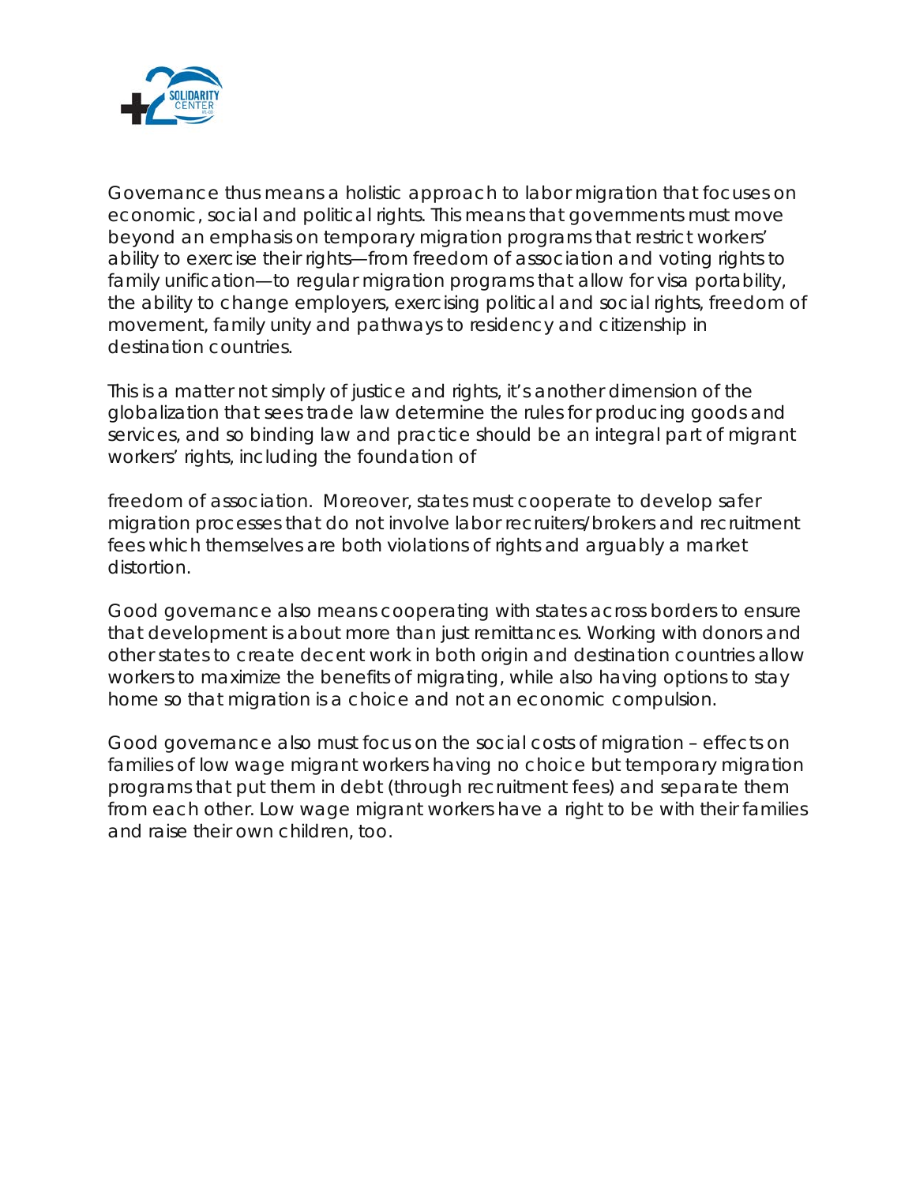Governance thus means a holistic approach to labor migration that focuses on economic, social and political rights. This means that governments must move beyond an emphasis on temporary migration programs that restrict workers' ability to exercise their rights—from freedom of association and voting rights to family unification—to regular migration programs that allow for visa portability, the ability to change employers, exercising political and social rights, freedom of movement, family unity and pathways to residency and citizenship in destination countries.

This is a matter not simply of justice and rights, it's another dimension of the globalization that sees trade law determine the rules for producing goods and services, and so binding law and practice should be an integral part of migrant workers' rights, including the foundation of freedom of association. Moreover, states must cooperate to develop safer migration processes that do not involve labor recruiters/brokers and recruitment fees which themselves are both violations of rights and arguably a market distortion.

Good governance also means cooperating with states across borders to ensure that development is about more than just remittances. Working with donors and other states to create decent work in both origin and destination countries allow workers to maximize the benefits of migrating, while also having options to stay home so that migration is a choice and not an economic compulsion.

Good governance also must focus on the social costs of migration – effects on families of low wage migrant workers having no choice but temporary migration programs that put them in debt (through recruitment fees) and separate them from each other. Low wage migrant workers have a right to be with their families and raise their own children, too.